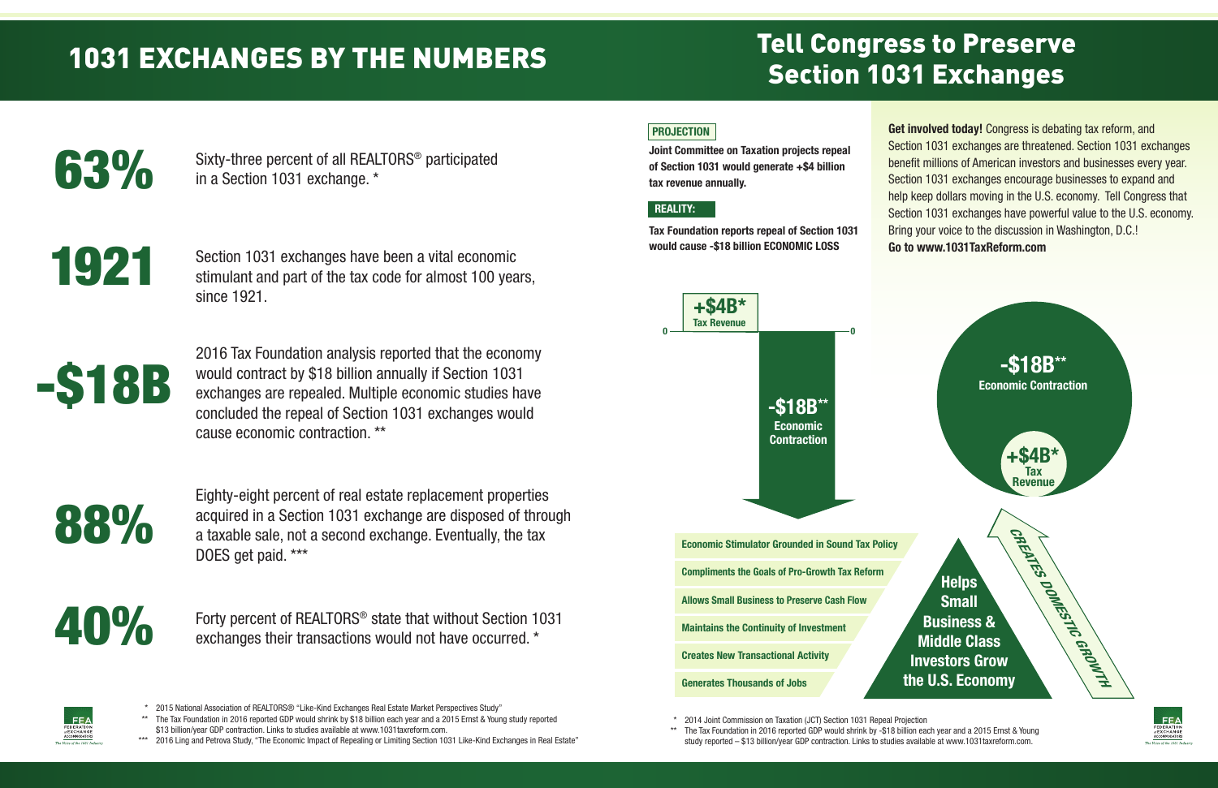# 1031 EXCHANGES BY THE NUMBERS

**63%** Sixty-three percent of all REALTORS® participated in a Section 1031 exchange. *

**1921** Section 1031 exchanges have been a vital economic stimulant and part of the tax code for almost 100 years, since 1921.

**-$18B** 2016 Tax Foundation analysis reported that the economy would contract by $18 billion annually if Section 1031 exchanges are repealed. Multiple economic studies have concluded the repeal of Section 1031 exchanges would cause economic contraction. **

**88%** Eighty-eight percent of real estate replacement properties acquired in a Section 1031 exchange are disposed of through a taxable sale, not a second exchange. Eventually, the tax DOES get paid. ***

**40%** Forty percent of REALTORS® state that without Section 1031 exchanges their transactions would not have occurred. *

\* 2015 National Association of REALTORS® "Like-Kind Exchanges Real Estate Market Perspectives Study"
\** The Tax Foundation in 2016 reported GDP would shrink by $18 billion each year and a 2015 Ernst & Young study reported $13 billion/year GDP contraction. Links to studies available at www.1031taxreform.com.
\*** 2016 Ling and Petrova Study, "The Economic Impact of Repealing or Limiting Section 1031 Like-Kind Exchanges in Real Estate"

# Tell Congress to Preserve Section 1031 Exchanges

**PROJECTION**

**Joint Committee on Taxation projects repeal of Section 1031 would generate +$4 billion tax revenue annually.**

**REALITY:**

**Tax Foundation reports repeal of Section 1031 would cause -$18 billion ECONOMIC LOSS**

**Get involved today!** Congress is debating tax reform, and Section 1031 exchanges are threatened. Section 1031 exchanges benefit millions of American investors and businesses every year. Section 1031 exchanges encourage businesses to expand and help keep dollars moving in the U.S. economy. Tell Congress that Section 1031 exchanges have powerful value to the U.S. economy. Bring your voice to the discussion in Washington, D.C.!
**Go to www.1031TaxReform.com**

**+$4B*** Tax Revenue

**-$18B**** Economic Contraction

**-$18B**** Economic Contraction

**+$4B*** Tax Revenue

- Economic Stimulator Grounded in Sound Tax Policy
- Compliments the Goals of Pro-Growth Tax Reform
- Allows Small Business to Preserve Cash Flow
- Maintains the Continuity of Investment
- Creates New Transactional Activity
- Generates Thousands of Jobs

**Helps Small Business & Middle Class Investors Grow the U.S. Economy**

*CREATES DOMESTIC GROWTH*

\* 2014 Joint Commission on Taxation (JCT) Section 1031 Repeal Projection
\** The Tax Foundation in 2016 reported GDP would shrink by -$18 billion each year and a 2015 Ernst & Young study reported – $13 billion/year GDP contraction. Links to studies available at www.1031taxreform.com.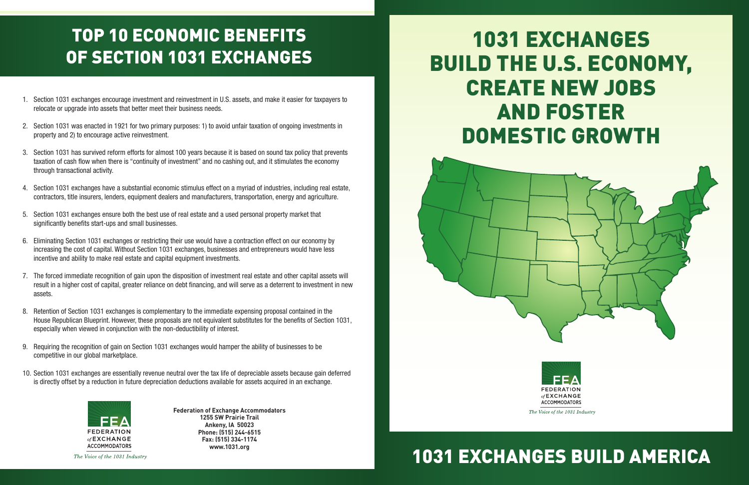# TOP 10 ECONOMIC BENEFITS OF SECTION 1031 EXCHANGES

1. Section 1031 exchanges encourage investment and reinvestment in U.S. assets, and make it easier for taxpayers to relocate or upgrade into assets that better meet their business needs.

2. Section 1031 was enacted in 1921 for two primary purposes: 1) to avoid unfair taxation of ongoing investments in property and 2) to encourage active reinvestment.

3. Section 1031 has survived reform efforts for almost 100 years because it is based on sound tax policy that prevents taxation of cash flow when there is "continuity of investment" and no cashing out, and it stimulates the economy through transactional activity.

4. Section 1031 exchanges have a substantial economic stimulus effect on a myriad of industries, including real estate, contractors, title insurers, lenders, equipment dealers and manufacturers, transportation, energy and agriculture.

5. Section 1031 exchanges ensure both the best use of real estate and a used personal property market that significantly benefits start-ups and small businesses.

6. Eliminating Section 1031 exchanges or restricting their use would have a contraction effect on our economy by increasing the cost of capital. Without Section 1031 exchanges, businesses and entrepreneurs would have less incentive and ability to make real estate and capital equipment investments.

7. The forced immediate recognition of gain upon the disposition of investment real estate and other capital assets will result in a higher cost of capital, greater reliance on debt financing, and will serve as a deterrent to investment in new assets.

8. Retention of Section 1031 exchanges is complementary to the immediate expensing proposal contained in the House Republican Blueprint. However, these proposals are not equivalent substitutes for the benefits of Section 1031, especially when viewed in conjunction with the non-deductibility of interest.

9. Requiring the recognition of gain on Section 1031 exchanges would hamper the ability of businesses to be competitive in our global marketplace.

10. Section 1031 exchanges are essentially revenue neutral over the tax life of depreciable assets because gain deferred is directly offset by a reduction in future depreciation deductions available for assets acquired in an exchange.

FEA
FEDERATION *of* EXCHANGE ACCOMMODATORS
*The Voice of the 1031 Industry*

**Federation of Exchange Accommodators**
**1255 SW Prairie Trail**
**Ankeny, IA 50023**
**Phone: (515) 244-6515**
**Fax: (515) 334-1174**
**www.1031.org**

# 1031 EXCHANGES BUILD THE U.S. ECONOMY, CREATE NEW JOBS AND FOSTER DOMESTIC GROWTH

FEA
FEDERATION *of* EXCHANGE ACCOMMODATORS
*The Voice of the 1031 Industry*

# 1031 EXCHANGES BUILD AMERICA